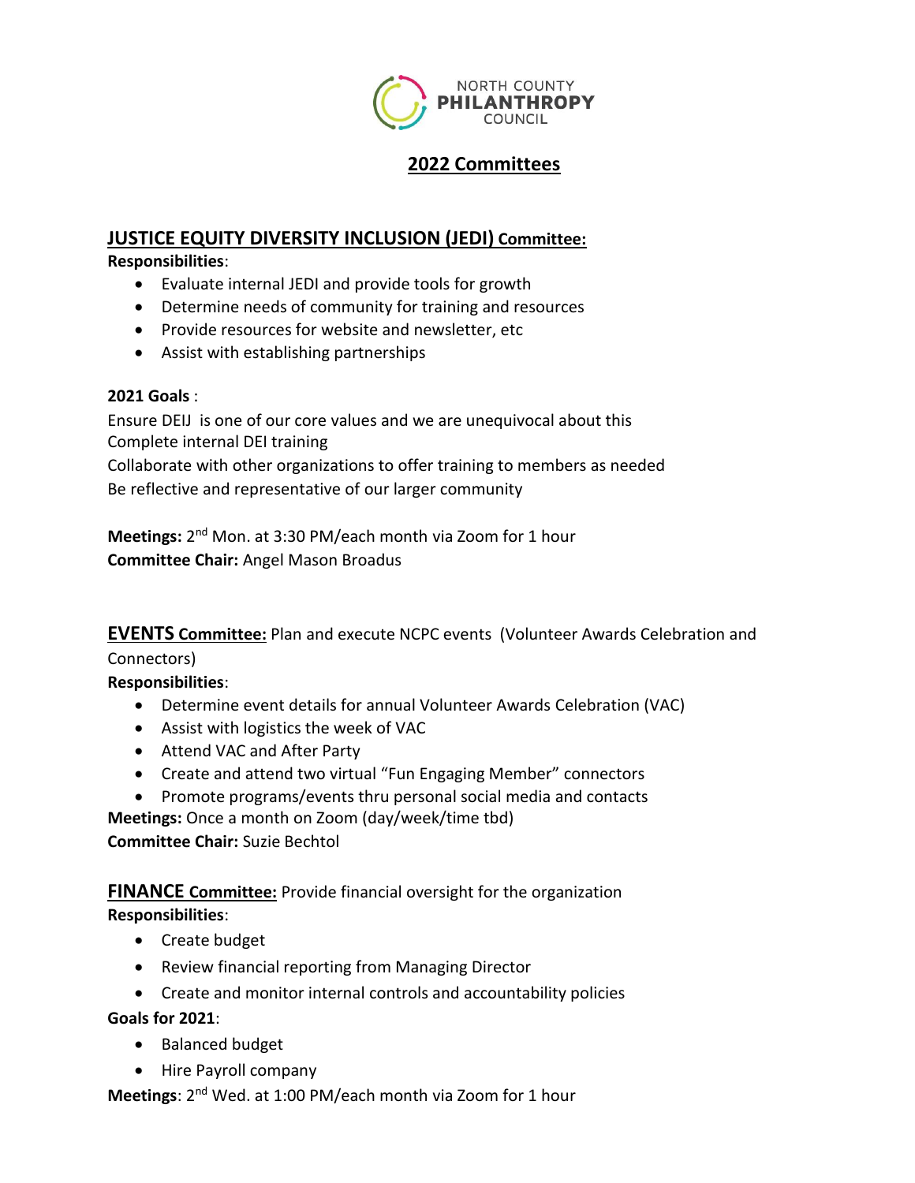NORTH COUNTY **PHILANTHROPY** COUNCIL

# 2022 Committees

## JUSTICE EQUITY DIVERSITY INCLUSION (JEDI) Committee:

**Responsibilities**:

- Evaluate internal JEDI and provide tools for growth
- Determine needs of community for training and resources
- Provide resources for website and newsletter, etc
- Assist with establishing partnerships

**2021 Goals** :

Ensure DEIJ is one of our core values and we are unequivocal about this
Complete internal DEI training
Collaborate with other organizations to offer training to members as needed
Be reflective and representative of our larger community

**Meetings:** 2nd Mon. at 3:30 PM/each month via Zoom for 1 hour
**Committee Chair:** Angel Mason Broadus

## EVENTS Committee: Plan and execute NCPC events (Volunteer Awards Celebration and Connectors)

**Responsibilities**:

- Determine event details for annual Volunteer Awards Celebration (VAC)
- Assist with logistics the week of VAC
- Attend VAC and After Party
- Create and attend two virtual "Fun Engaging Member" connectors
- Promote programs/events thru personal social media and contacts

**Meetings:** Once a month on Zoom (day/week/time tbd)
**Committee Chair:** Suzie Bechtol

## FINANCE Committee: Provide financial oversight for the organization

**Responsibilities**:

- Create budget
- Review financial reporting from Managing Director
- Create and monitor internal controls and accountability policies

**Goals for 2021**:

- Balanced budget
- Hire Payroll company

**Meetings**: 2nd Wed. at 1:00 PM/each month via Zoom for 1 hour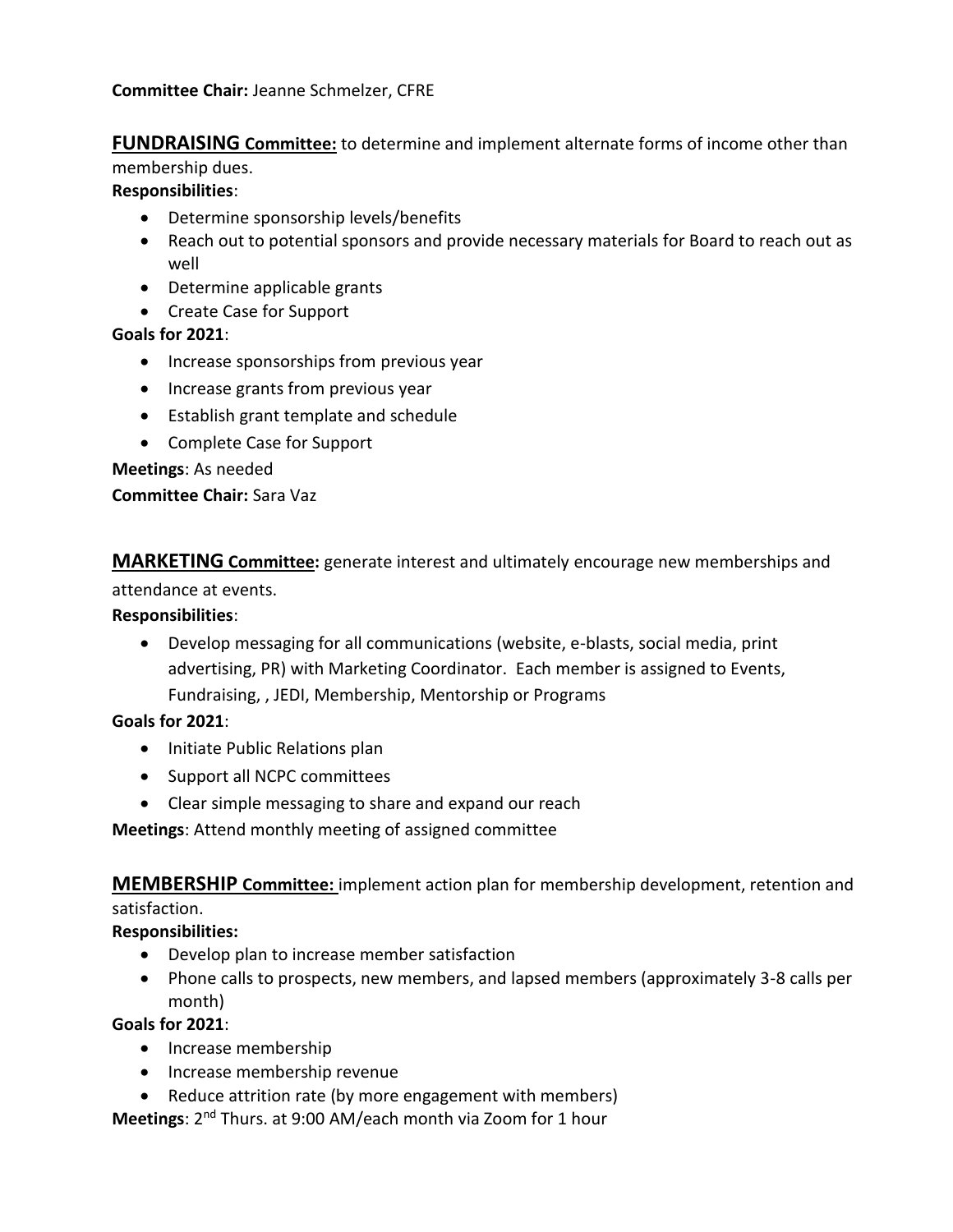**Committee Chair:** Jeanne Schmelzer, CFRE

**FUNDRAISING Committee:** to determine and implement alternate forms of income other than membership dues.

**Responsibilities**:

- Determine sponsorship levels/benefits
- Reach out to potential sponsors and provide necessary materials for Board to reach out as well
- Determine applicable grants
- Create Case for Support

**Goals for 2021**:

- Increase sponsorships from previous year
- Increase grants from previous year
- Establish grant template and schedule
- Complete Case for Support

**Meetings**: As needed

**Committee Chair:** Sara Vaz

**MARKETING Committee:** generate interest and ultimately encourage new memberships and attendance at events.

**Responsibilities**:

- Develop messaging for all communications (website, e-blasts, social media, print advertising, PR) with Marketing Coordinator. Each member is assigned to Events, Fundraising, , JEDI, Membership, Mentorship or Programs

**Goals for 2021**:

- Initiate Public Relations plan
- Support all NCPC committees
- Clear simple messaging to share and expand our reach

**Meetings**: Attend monthly meeting of assigned committee

**MEMBERSHIP Committee:** implement action plan for membership development, retention and satisfaction.

**Responsibilities:**

- Develop plan to increase member satisfaction
- Phone calls to prospects, new members, and lapsed members (approximately 3-8 calls per month)

**Goals for 2021**:

- Increase membership
- Increase membership revenue
- Reduce attrition rate (by more engagement with members)

**Meetings**: 2nd Thurs. at 9:00 AM/each month via Zoom for 1 hour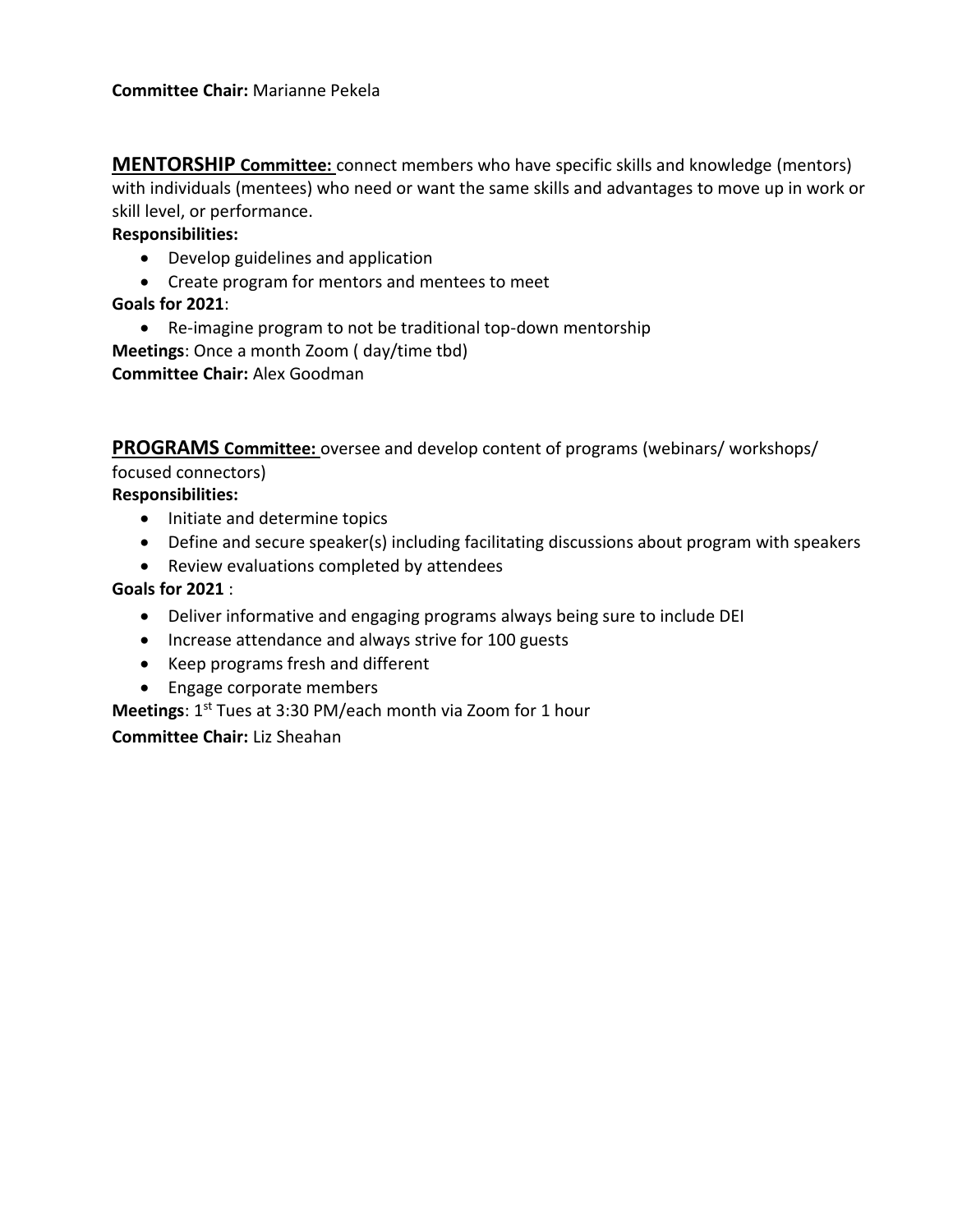**Committee Chair:** Marianne Pekela

**MENTORSHIP Committee:** connect members who have specific skills and knowledge (mentors) with individuals (mentees) who need or want the same skills and advantages to move up in work or skill level, or performance.

**Responsibilities:**

- Develop guidelines and application
- Create program for mentors and mentees to meet

**Goals for 2021**:

- Re-imagine program to not be traditional top-down mentorship

**Meetings**: Once a month Zoom ( day/time tbd)

**Committee Chair:** Alex Goodman

**PROGRAMS Committee:** oversee and develop content of programs (webinars/ workshops/ focused connectors)

**Responsibilities:**

- Initiate and determine topics
- Define and secure speaker(s) including facilitating discussions about program with speakers
- Review evaluations completed by attendees

**Goals for 2021** :

- Deliver informative and engaging programs always being sure to include DEI
- Increase attendance and always strive for 100 guests
- Keep programs fresh and different
- Engage corporate members

**Meetings**: 1st Tues at 3:30 PM/each month via Zoom for 1 hour

**Committee Chair:** Liz Sheahan